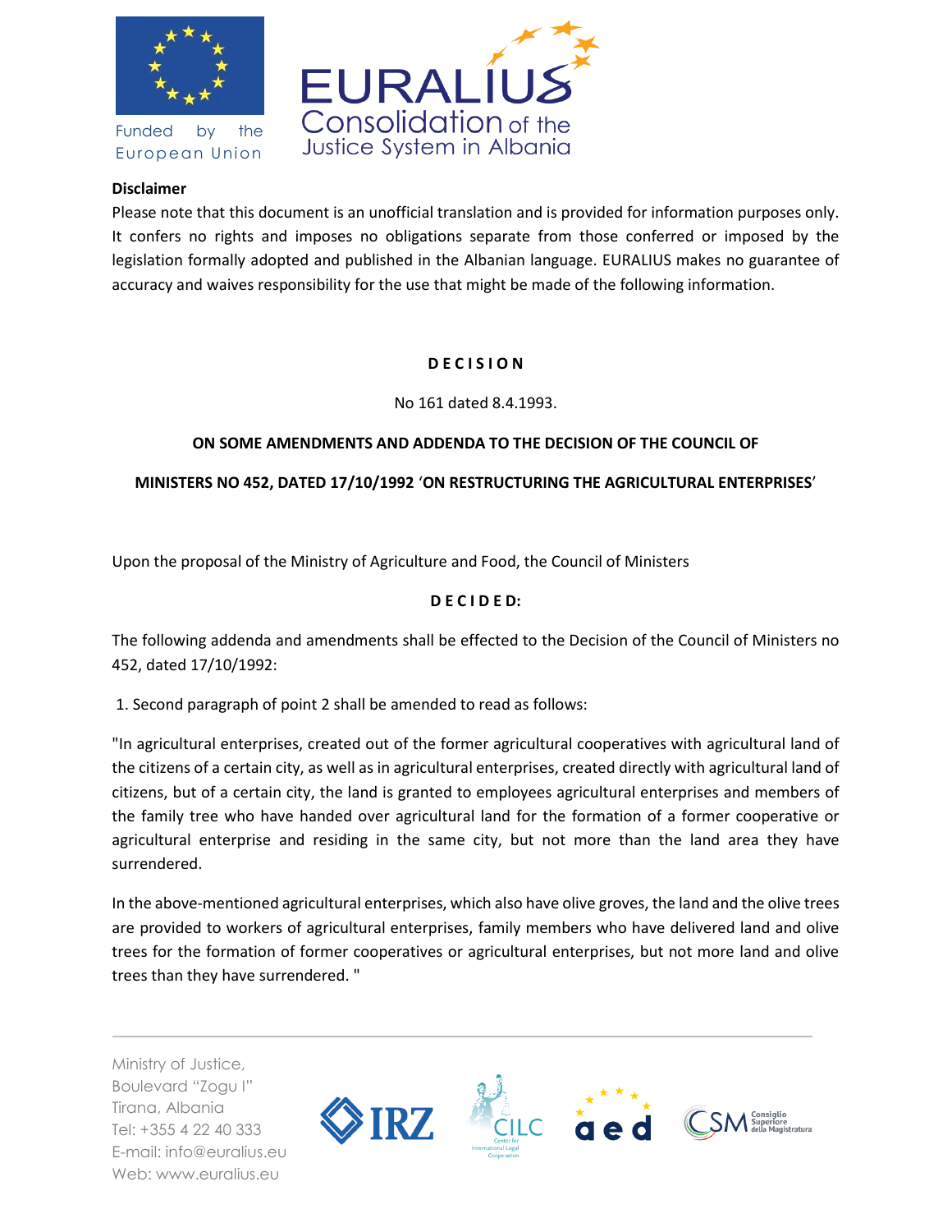**Disclaimer**

Please note that this document is an unofficial translation and is provided for information purposes only. It confers no rights and imposes no obligations separate from those conferred or imposed by the legislation formally adopted and published in the Albanian language. EURALIUS makes no guarantee of accuracy and waives responsibility for the use that might be made of the following information.

# D E C I S I O N

No 161 dated 8.4.1993.

## ON SOME AMENDMENTS AND ADDENDA TO THE DECISION OF THE COUNCIL OF MINISTERS NO 452, DATED 17/10/1992 'ON RESTRUCTURING THE AGRICULTURAL ENTERPRISES'

Upon the proposal of the Ministry of Agriculture and Food, the Council of Ministers

**D E C I D E D:**

The following addenda and amendments shall be effected to the Decision of the Council of Ministers no 452, dated 17/10/1992:

1. Second paragraph of point 2 shall be amended to read as follows:

"In agricultural enterprises, created out of the former agricultural cooperatives with agricultural land of the citizens of a certain city, as well as in agricultural enterprises, created directly with agricultural land of citizens, but of a certain city, the land is granted to employees agricultural enterprises and members of the family tree who have handed over agricultural land for the formation of a former cooperative or agricultural enterprise and residing in the same city, but not more than the land area they have surrendered.

In the above-mentioned agricultural enterprises, which also have olive groves, the land and the olive trees are provided to workers of agricultural enterprises, family members who have delivered land and olive trees for the formation of former cooperatives or agricultural enterprises, but not more land and olive trees than they have surrendered. "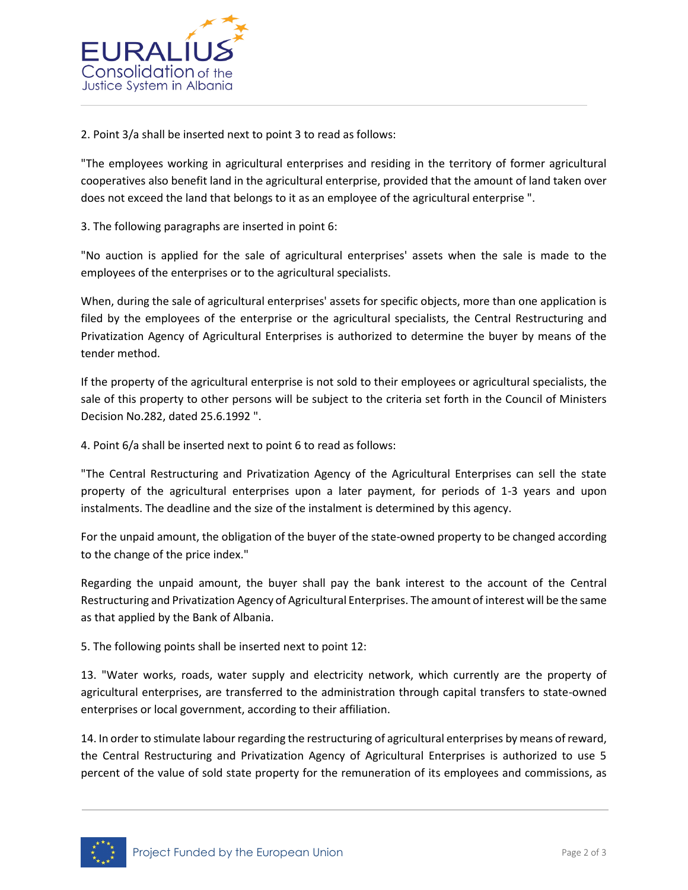2. Point 3/a shall be inserted next to point 3 to read as follows:

"The employees working in agricultural enterprises and residing in the territory of former agricultural cooperatives also benefit land in the agricultural enterprise, provided that the amount of land taken over does not exceed the land that belongs to it as an employee of the agricultural enterprise ".

3. The following paragraphs are inserted in point 6:

"No auction is applied for the sale of agricultural enterprises' assets when the sale is made to the employees of the enterprises or to the agricultural specialists.

When, during the sale of agricultural enterprises' assets for specific objects, more than one application is filed by the employees of the enterprise or the agricultural specialists, the Central Restructuring and Privatization Agency of Agricultural Enterprises is authorized to determine the buyer by means of the tender method.

If the property of the agricultural enterprise is not sold to their employees or agricultural specialists, the sale of this property to other persons will be subject to the criteria set forth in the Council of Ministers Decision No.282, dated 25.6.1992 ".

4. Point 6/a shall be inserted next to point 6 to read as follows:

"The Central Restructuring and Privatization Agency of the Agricultural Enterprises can sell the state property of the agricultural enterprises upon a later payment, for periods of 1-3 years and upon instalments. The deadline and the size of the instalment is determined by this agency.

For the unpaid amount, the obligation of the buyer of the state-owned property to be changed according to the change of the price index."

Regarding the unpaid amount, the buyer shall pay the bank interest to the account of the Central Restructuring and Privatization Agency of Agricultural Enterprises. The amount of interest will be the same as that applied by the Bank of Albania.

5. The following points shall be inserted next to point 12:

13. "Water works, roads, water supply and electricity network, which currently are the property of agricultural enterprises, are transferred to the administration through capital transfers to state-owned enterprises or local government, according to their affiliation.

14. In order to stimulate labour regarding the restructuring of agricultural enterprises by means of reward, the Central Restructuring and Privatization Agency of Agricultural Enterprises is authorized to use 5 percent of the value of sold state property for the remuneration of its employees and commissions, as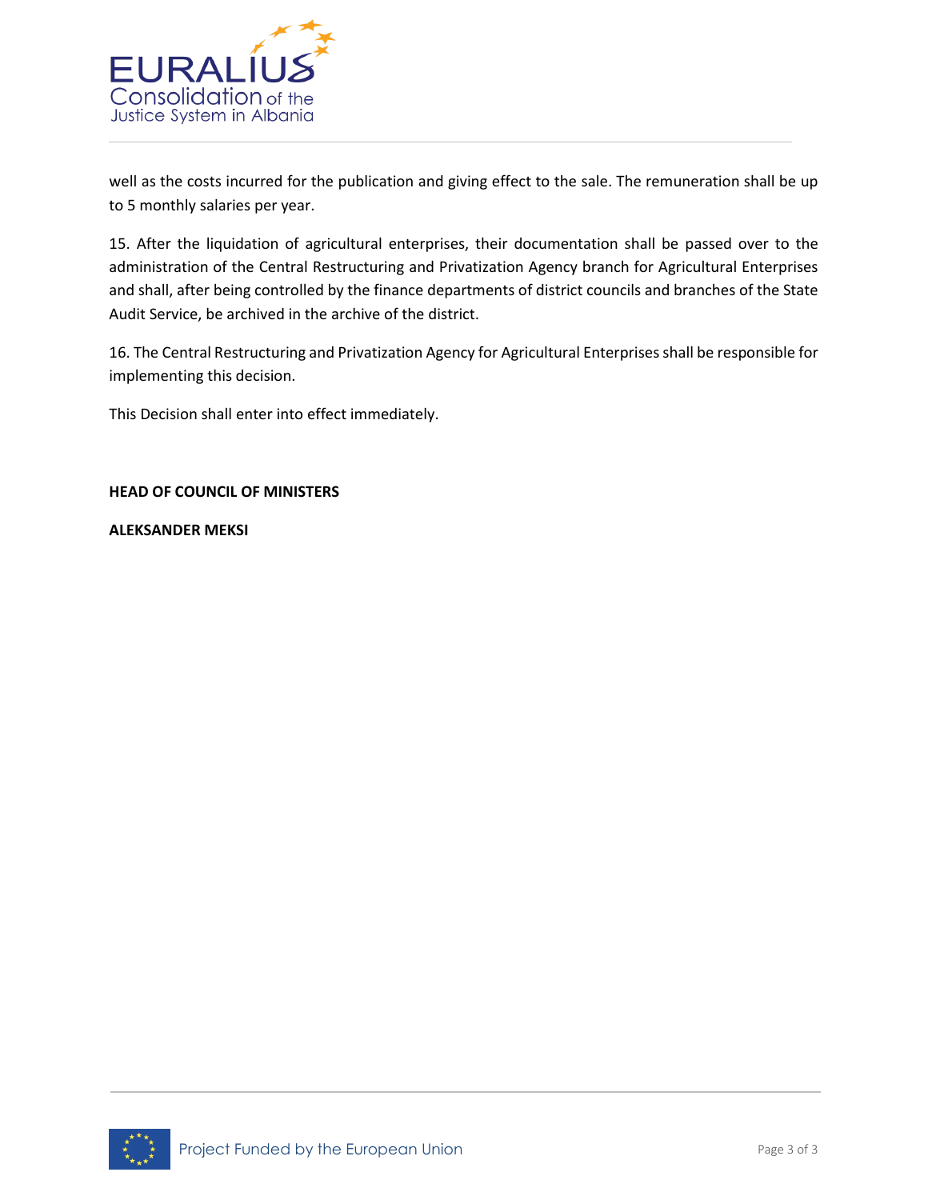well as the costs incurred for the publication and giving effect to the sale. The remuneration shall be up to 5 monthly salaries per year.

15. After the liquidation of agricultural enterprises, their documentation shall be passed over to the administration of the Central Restructuring and Privatization Agency branch for Agricultural Enterprises and shall, after being controlled by the finance departments of district councils and branches of the State Audit Service, be archived in the archive of the district.

16. The Central Restructuring and Privatization Agency for Agricultural Enterprises shall be responsible for implementing this decision.

This Decision shall enter into effect immediately.

**HEAD OF COUNCIL OF MINISTERS**

**ALEKSANDER MEKSI**